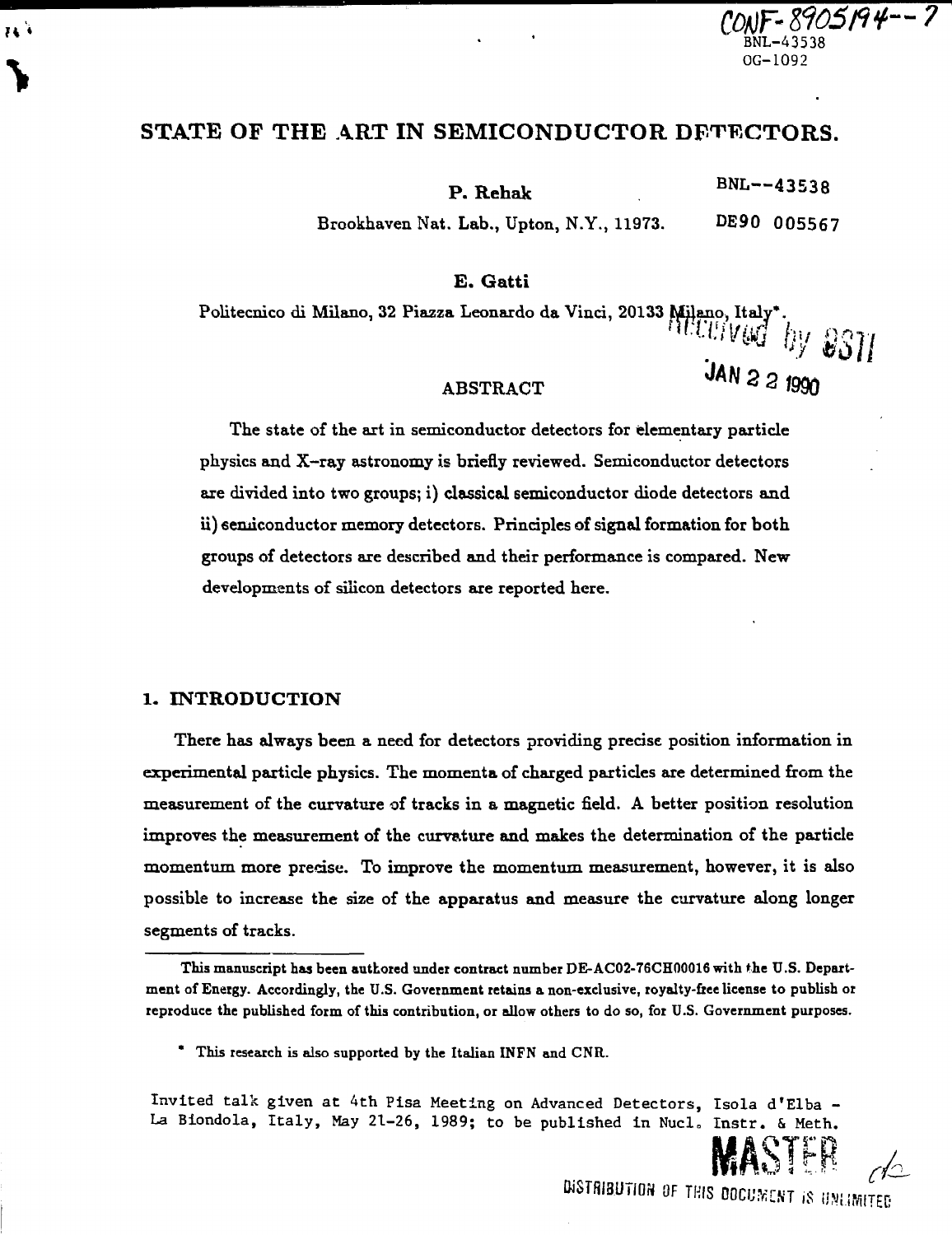CONF-8905194--7
BNL-43538
OG-1092

# STATE OF THE ART IN SEMICONDUCTOR DETECTORS.

**P. Rehak**

BNL--43538

Brookhaven Nat. Lab., Upton, N.Y., 11973.

DE90 005567

**E. Gatti**

Politecnico di Milano, 32 Piazza Leonardo da Vinci, 20133 Milano, Italy*.

Received by OSTI

JAN 22 1990

## ABSTRACT

The state of the art in semiconductor detectors for elementary particle physics and X–ray astronomy is briefly reviewed. Semiconductor detectors are divided into two groups; i) classical semiconductor diode detectors and ii) semiconductor memory detectors. Principles of signal formation for both groups of detectors are described and their performance is compared. New developments of silicon detectors are reported here.

## 1. INTRODUCTION

There has always been a need for detectors providing precise position information in experimental particle physics. The momenta of charged particles are determined from the measurement of the curvature of tracks in a magnetic field. A better position resolution improves the measurement of the curvature and makes the determination of the particle momentum more precise. To improve the momentum measurement, however, it is also possible to increase the size of the apparatus and measure the curvature along longer segments of tracks.

---

This manuscript has been authored under contract number DE-AC02-76CH00016 with the U.S. Department of Energy. Accordingly, the U.S. Government retains a non-exclusive, royalty-free license to publish or reproduce the published form of this contribution, or allow others to do so, for U.S. Government purposes.

* This research is also supported by the Italian INFN and CNR.

Invited talk given at 4th Pisa Meeting on Advanced Detectors, Isola d'Elba - La Biondola, Italy, May 21-26, 1989; to be published in Nucl. Instr. & Meth.

MASTER

DISTRIBUTION OF THIS DOCUMENT IS UNLIMITED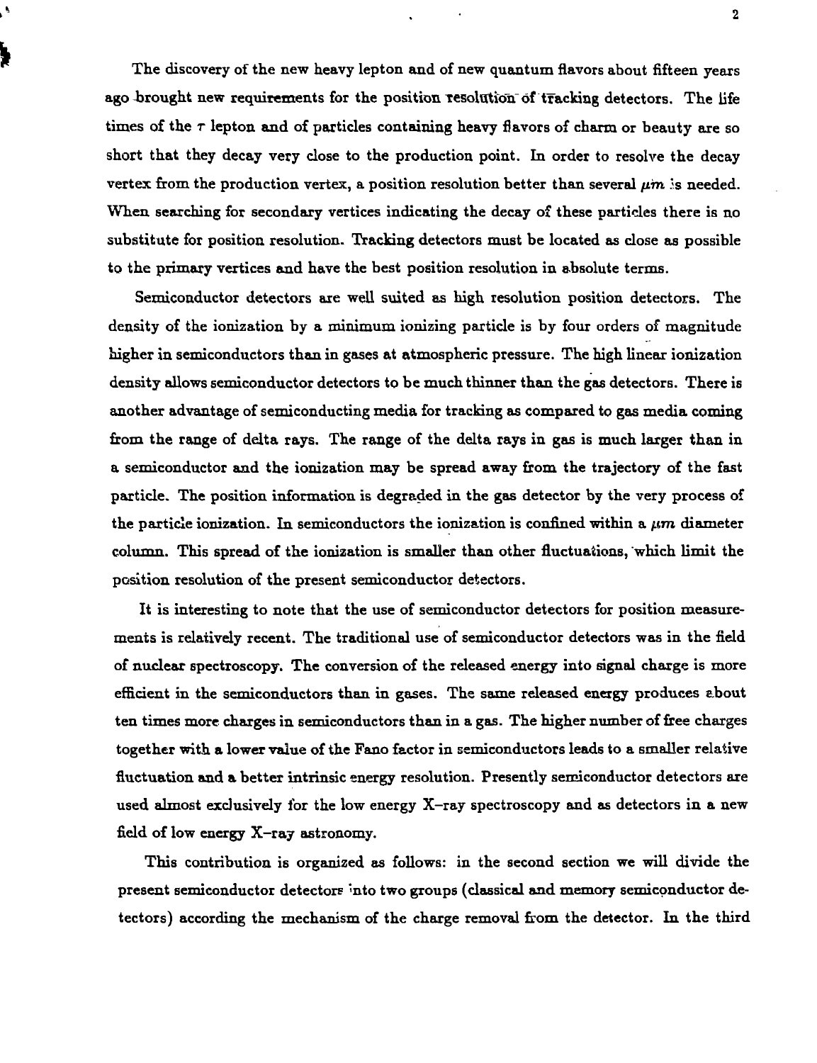The discovery of the new heavy lepton and of new quantum flavors about fifteen years ago brought new requirements for the position resolution of tracking detectors. The life times of the $\tau$ lepton and of particles containing heavy flavors of charm or beauty are so short that they decay very close to the production point. In order to resolve the decay vertex from the production vertex, a position resolution better than several $\mu m$ is needed. When searching for secondary vertices indicating the decay of these particles there is no substitute for position resolution. Tracking detectors must be located as close as possible to the primary vertices and have the best position resolution in absolute terms.

Semiconductor detectors are well suited as high resolution position detectors. The density of the ionization by a minimum ionizing particle is by four orders of magnitude higher in semiconductors than in gases at atmospheric pressure. The high linear ionization density allows semiconductor detectors to be much thinner than the gas detectors. There is another advantage of semiconducting media for tracking as compared to gas media coming from the range of delta rays. The range of the delta rays in gas is much larger than in a semiconductor and the ionization may be spread away from the trajectory of the fast particle. The position information is degraded in the gas detector by the very process of the particle ionization. In semiconductors the ionization is confined within a $\mu m$ diameter column. This spread of the ionization is smaller than other fluctuations, which limit the position resolution of the present semiconductor detectors.

It is interesting to note that the use of semiconductor detectors for position measurements is relatively recent. The traditional use of semiconductor detectors was in the field of nuclear spectroscopy. The conversion of the released energy into signal charge is more efficient in the semiconductors than in gases. The same released energy produces about ten times more charges in semiconductors than in a gas. The higher number of free charges together with a lower value of the Fano factor in semiconductors leads to a smaller relative fluctuation and a better intrinsic energy resolution. Presently semiconductor detectors are used almost exclusively for the low energy X–ray spectroscopy and as detectors in a new field of low energy X–ray astronomy.

This contribution is organized as follows: in the second section we will divide the present semiconductor detectors into two groups (classical and memory semiconductor detectors) according the mechanism of the charge removal from the detector. In the third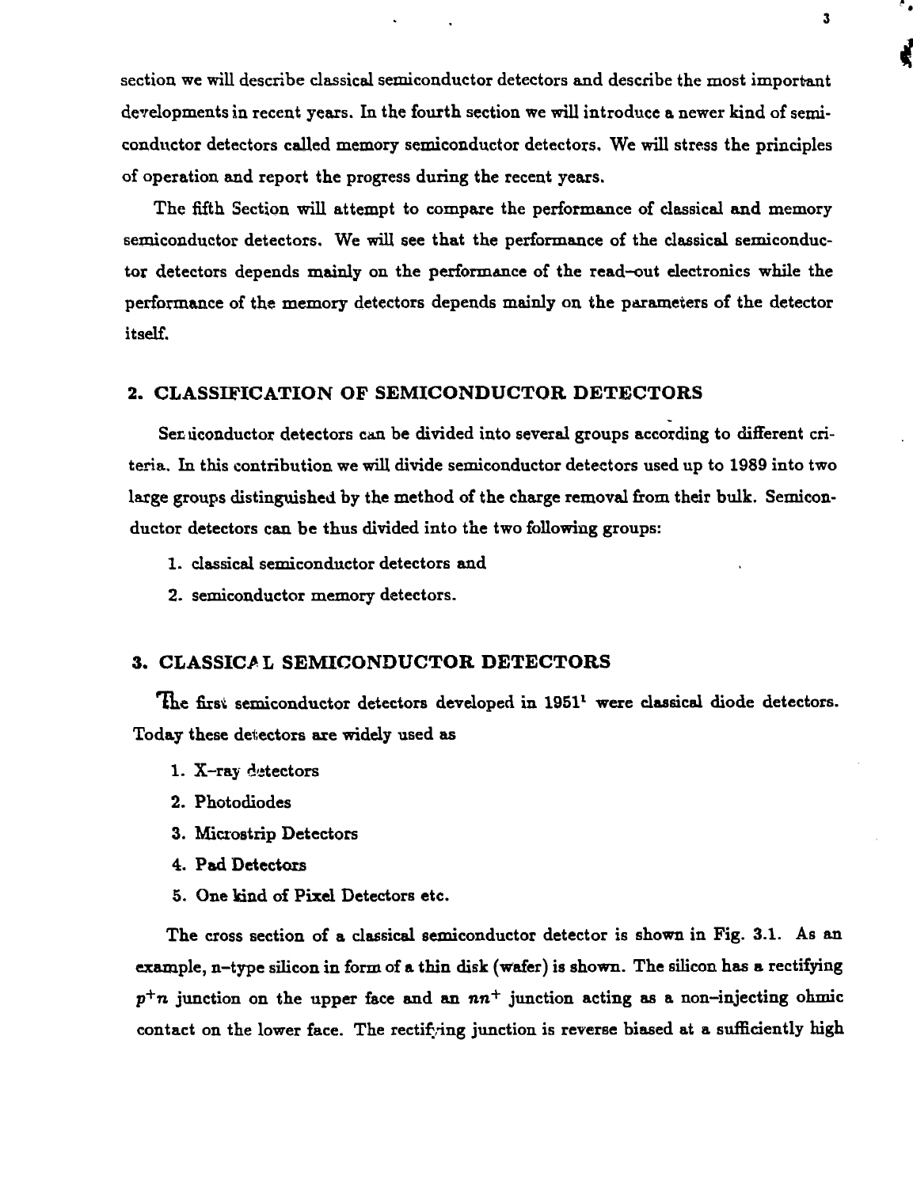section we will describe classical semiconductor detectors and describe the most important developments in recent years. In the fourth section we will introduce a newer kind of semiconductor detectors called memory semiconductor detectors. We will stress the principles of operation and report the progress during the recent years.

The fifth Section will attempt to compare the performance of classical and memory semiconductor detectors. We will see that the performance of the classical semiconductor detectors depends mainly on the performance of the read–out electronics while the performance of the memory detectors depends mainly on the parameters of the detector itself.

## 2. CLASSIFICATION OF SEMICONDUCTOR DETECTORS

Semiconductor detectors can be divided into several groups according to different criteria. In this contribution we will divide semiconductor detectors used up to 1989 into two large groups distinguished by the method of the charge removal from their bulk. Semiconductor detectors can be thus divided into the two following groups:

1. classical semiconductor detectors and
2. semiconductor memory detectors.

## 3. CLASSICAL SEMICONDUCTOR DETECTORS

The first semiconductor detectors developed in 1951[1] were classical diode detectors. Today these detectors are widely used as

1. X–ray detectors
2. Photodiodes
3. Microstrip Detectors
4. Pad Detectors
5. One kind of Pixel Detectors etc.

The cross section of a classical semiconductor detector is shown in Fig. 3.1. As an example, n–type silicon in form of a thin disk (wafer) is shown. The silicon has a rectifying $p^+n$ junction on the upper face and an $nn^+$ junction acting as a non–injecting ohmic contact on the lower face. The rectifying junction is reverse biased at a sufficiently high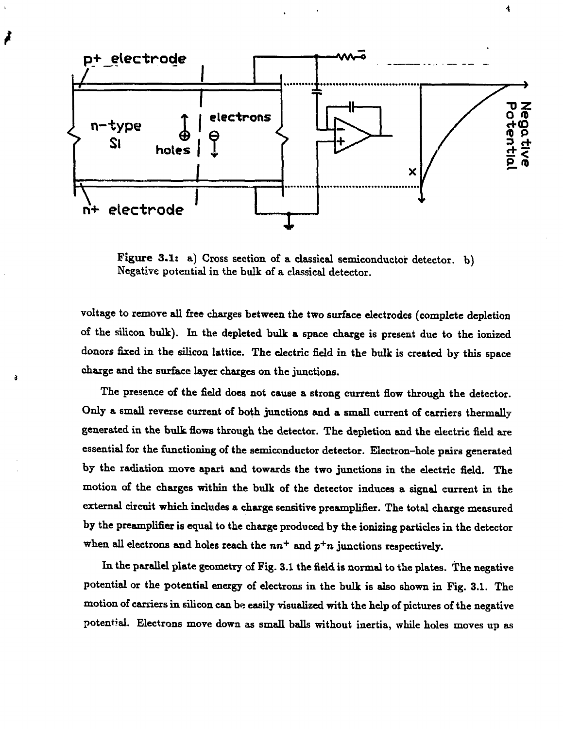Figure 3.1: a) Cross section of a classical semiconductor detector. b) Negative potential in the bulk of a classical detector.

voltage to remove all free charges between the two surface electrodes (complete depletion of the silicon bulk). In the depleted bulk a space charge is present due to the ionized donors fixed in the silicon lattice. The electric field in the bulk is created by this space charge and the surface layer charges on the junctions.

The presence of the field does not cause a strong current flow through the detector. Only a small reverse current of both junctions and a small current of carriers thermally generated in the bulk flows through the detector. The depletion and the electric field are essential for the functioning of the semiconductor detector. Electron–hole pairs generated by the radiation move apart and towards the two junctions in the electric field. The motion of the charges within the bulk of the detector induces a signal current in the external circuit which includes a charge sensitive preamplifier. The total charge measured by the preamplifier is equal to the charge produced by the ionizing particles in the detector when all electrons and holes reach the $nn^+$ and $p^+n$ junctions respectively.

In the parallel plate geometry of Fig. 3.1 the field is normal to the plates. The negative potential or the potential energy of electrons in the bulk is also shown in Fig. 3.1. The motion of carriers in silicon can be easily visualized with the help of pictures of the negative potential. Electrons move down as small balls without inertia, while holes moves up as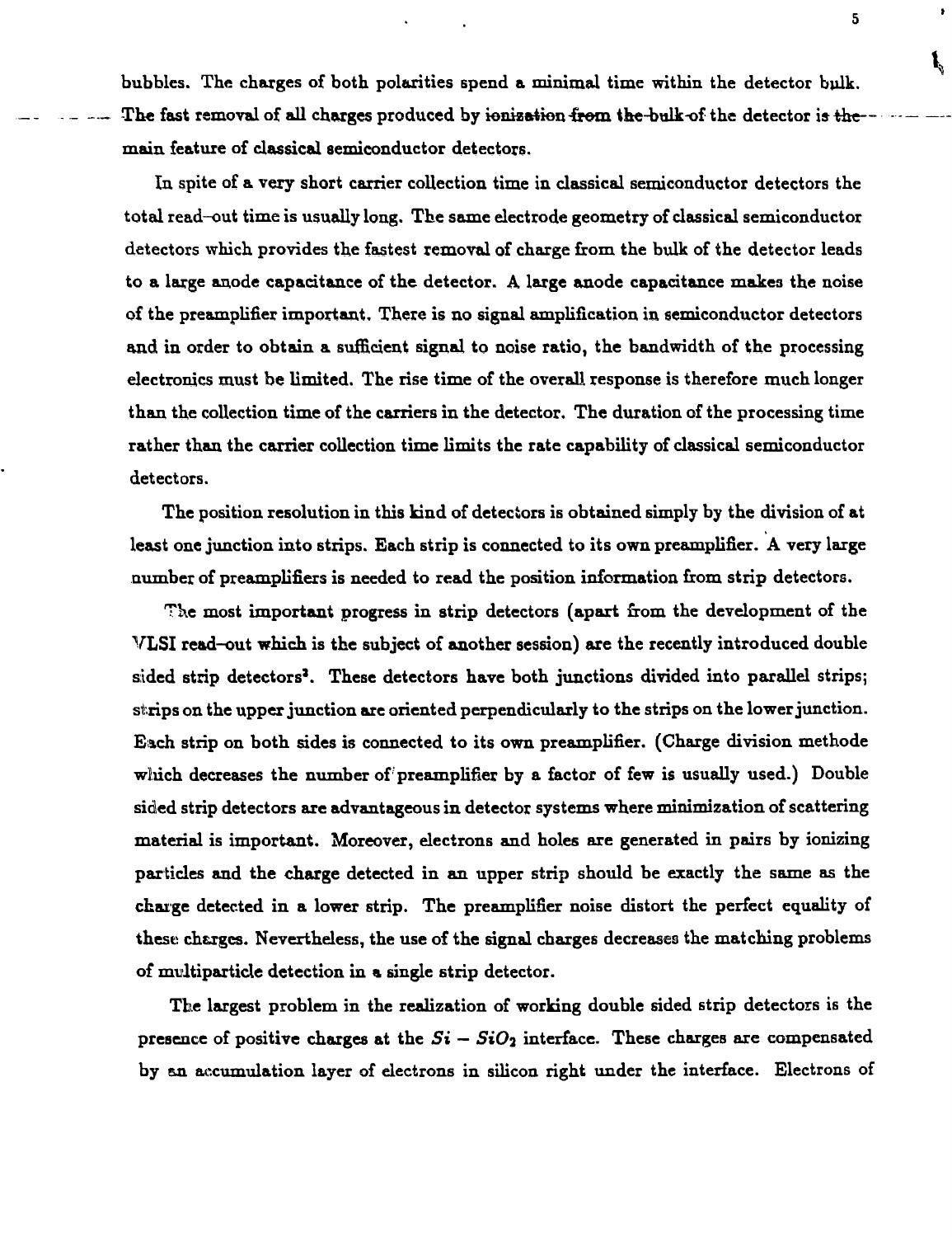bubbles. The charges of both polarities spend a minimal time within the detector bulk. The fast removal of all charges produced by ionization from the bulk of the detector is the main feature of classical semiconductor detectors.

In spite of a very short carrier collection time in classical semiconductor detectors the total read–out time is usually long. The same electrode geometry of classical semiconductor detectors which provides the fastest removal of charge from the bulk of the detector leads to a large anode capacitance of the detector. A large anode capacitance makes the noise of the preamplifier important. There is no signal amplification in semiconductor detectors and in order to obtain a sufficient signal to noise ratio, the bandwidth of the processing electronics must be limited. The rise time of the overall response is therefore much longer than the collection time of the carriers in the detector. The duration of the processing time rather than the carrier collection time limits the rate capability of classical semiconductor detectors.

The position resolution in this kind of detectors is obtained simply by the division of at least one junction into strips. Each strip is connected to its own preamplifier. A very large number of preamplifiers is needed to read the position information from strip detectors.

The most important progress in strip detectors (apart from the development of the VLSI read–out which is the subject of another session) are the recently introduced double sided strip detectors[3]. These detectors have both junctions divided into parallel strips; strips on the upper junction are oriented perpendicularly to the strips on the lower junction. Each strip on both sides is connected to its own preamplifier. (Charge division methode which decreases the number of preamplifier by a factor of few is usually used.) Double sided strip detectors are advantageous in detector systems where minimization of scattering material is important. Moreover, electrons and holes are generated in pairs by ionizing particles and the charge detected in an upper strip should be exactly the same as the charge detected in a lower strip. The preamplifier noise distort the perfect equality of these charges. Nevertheless, the use of the signal charges decreases the matching problems of multiparticle detection in a single strip detector.

The largest problem in the realization of working double sided strip detectors is the presence of positive charges at the $Si - SiO_2$ interface. These charges are compensated by an accumulation layer of electrons in silicon right under the interface. Electrons of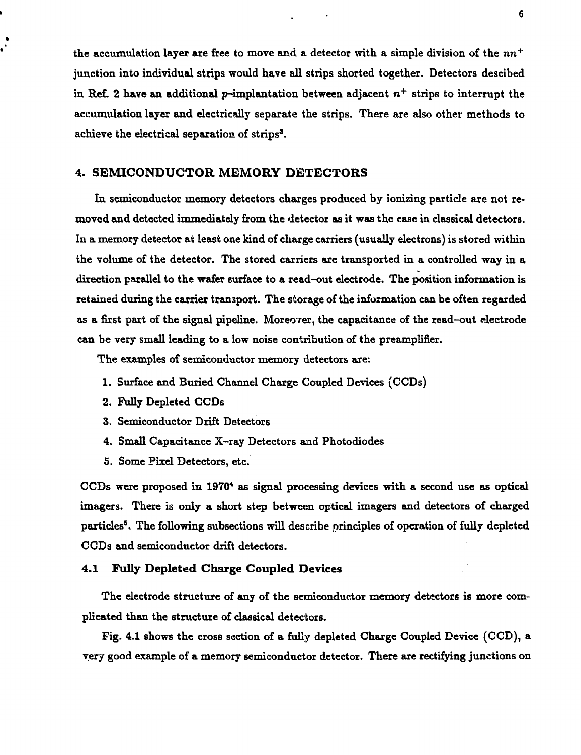the accumulation layer are free to move and a detector with a simple division of the $nn^+$ junction into individual strips would have all strips shorted together. Detectors descibed in Ref. 2 have an additional $p$–implantation between adjacent $n^+$ strips to interrupt the accumulation layer and electrically separate the strips. There are also other methods to achieve the electrical separation of strips[3].

## 4. SEMICONDUCTOR MEMORY DETECTORS

In semiconductor memory detectors charges produced by ionizing particle are not removed and detected immediately from the detector as it was the case in classical detectors. In a memory detector at least one kind of charge carriers (usually electrons) is stored within the volume of the detector. The stored carriers are transported in a controlled way in a direction parallel to the wafer surface to a read–out electrode. The position information is retained during the carrier transport. The storage of the information can be often regarded as a first part of the signal pipeline. Moreover, the capacitance of the read–out electrode can be very small leading to a low noise contribution of the preamplifier.

The examples of semiconductor memory detectors are:

1. Surface and Buried Channel Charge Coupled Devices (CCDs)
2. Fully Depleted CCDs
3. Semiconductor Drift Detectors
4. Small Capacitance X–ray Detectors and Photodiodes
5. Some Pixel Detectors, etc.

CCDs were proposed in 1970[4] as signal processing devices with a second use as optical imagers. There is only a short step between optical imagers and detectors of charged particles[5]. The following subsections will describe principles of operation of fully depleted CCDs and semiconductor drift detectors.

### 4.1 Fully Depleted Charge Coupled Devices

The electrode structure of any of the semiconductor memory detectors is more complicated than the structure of classical detectors.

Fig. 4.1 shows the cross section of a fully depleted Charge Coupled Device (CCD), a very good example of a memory semiconductor detector. There are rectifying junctions on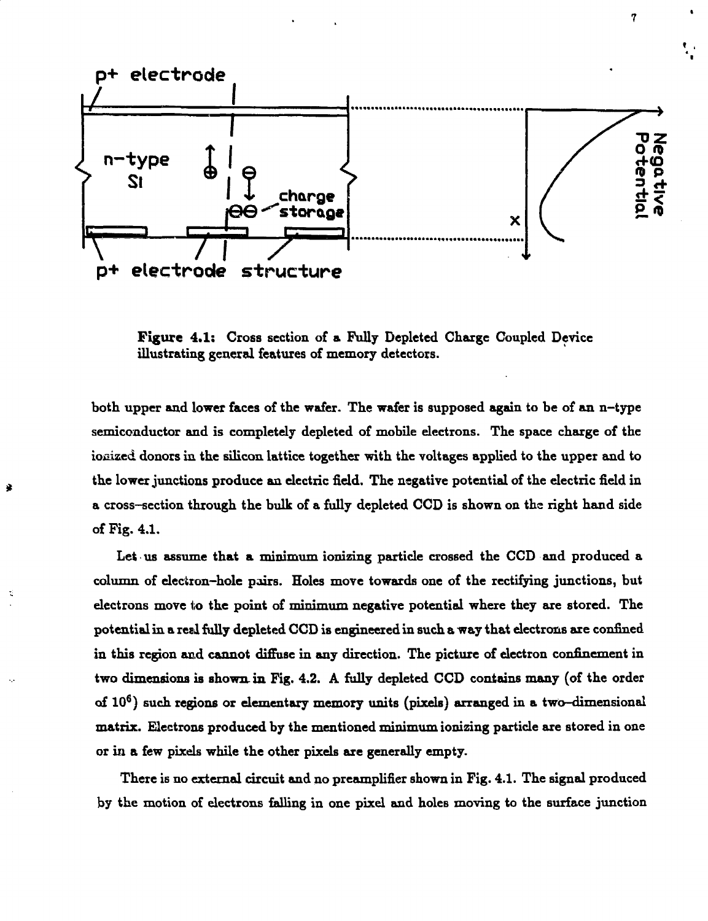**Figure 4.1:** Cross section of a Fully Depleted Charge Coupled Device illustrating general features of memory detectors.

both upper and lower faces of the wafer. The wafer is supposed again to be of an n–type semiconductor and is completely depleted of mobile electrons. The space charge of the ionized donors in the silicon lattice together with the voltages applied to the upper and to the lower junctions produce an electric field. The negative potential of the electric field in a cross–section through the bulk of a fully depleted CCD is shown on the right hand side of Fig. 4.1.

Let us assume that a minimum ionizing particle crossed the CCD and produced a column of electron–hole pairs. Holes move towards one of the rectifying junctions, but electrons move to the point of minimum negative potential where they are stored. The potential in a real fully depleted CCD is engineered in such a way that electrons are confined in this region and cannot diffuse in any direction. The picture of electron confinement in two dimensions is shown in Fig. 4.2. A fully depleted CCD contains many (of the order of $10^6$) such regions or elementary memory units (pixels) arranged in a two–dimensional matrix. Electrons produced by the mentioned minimum ionizing particle are stored in one or in a few pixels while the other pixels are generally empty.

There is no external circuit and no preamplifier shown in Fig. 4.1. The signal produced by the motion of electrons falling in one pixel and holes moving to the surface junction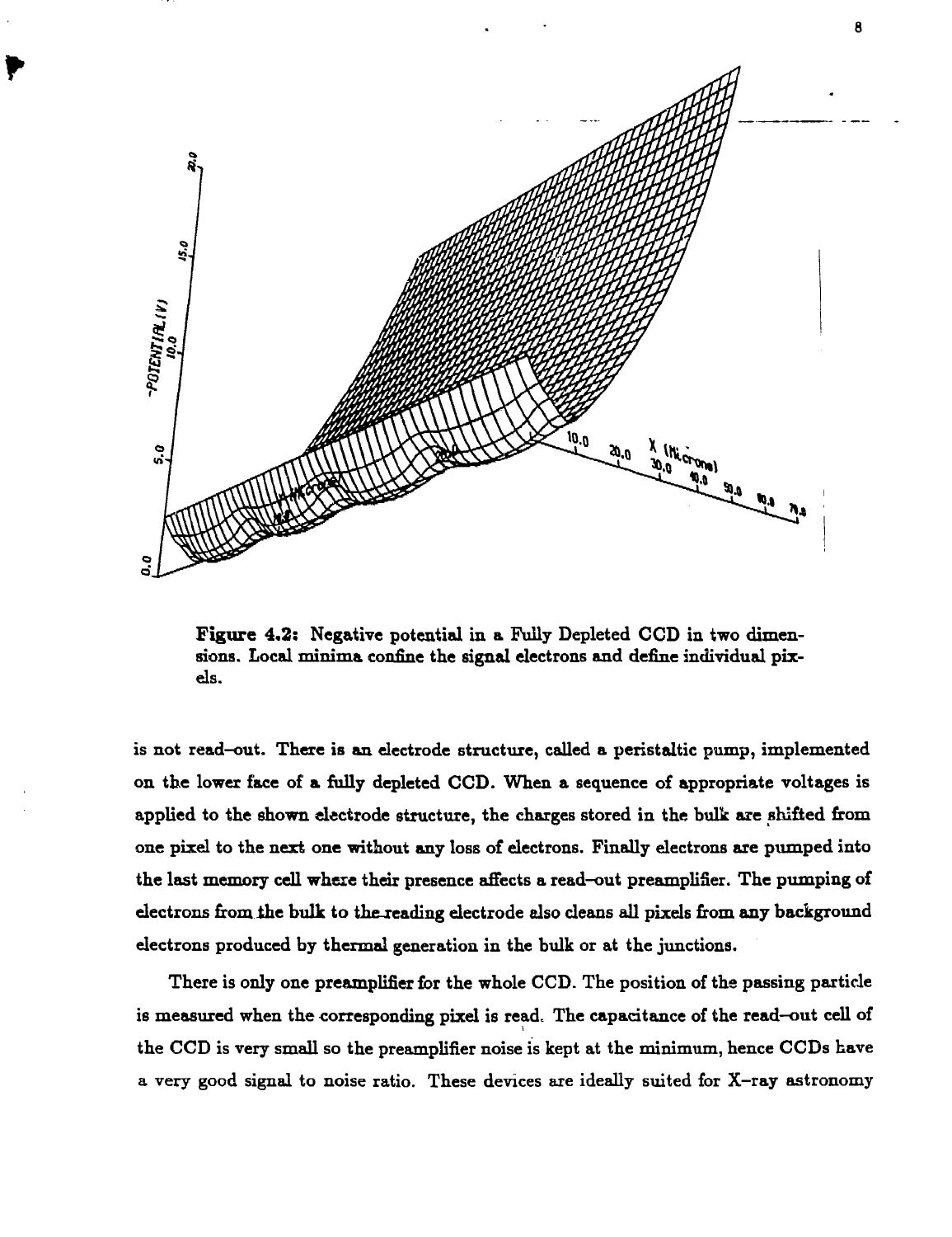**Figure 4.2:** Negative potential in a Fully Depleted CCD in two dimensions. Local minima confine the signal electrons and define individual pixels.

is not read–out. There is an electrode structure, called a peristaltic pump, implemented on the lower face of a fully depleted CCD. When a sequence of appropriate voltages is applied to the shown electrode structure, the charges stored in the bulk are shifted from one pixel to the next one without any loss of electrons. Finally electrons are pumped into the last memory cell where their presence affects a read–out preamplifier. The pumping of electrons from the bulk to the reading electrode also cleans all pixels from any background electrons produced by thermal generation in the bulk or at the junctions.

There is only one preamplifier for the whole CCD. The position of the passing particle is measured when the corresponding pixel is read. The capacitance of the read–out cell of the CCD is very small so the preamplifier noise is kept at the minimum, hence CCDs have a very good signal to noise ratio. These devices are ideally suited for X–ray astronomy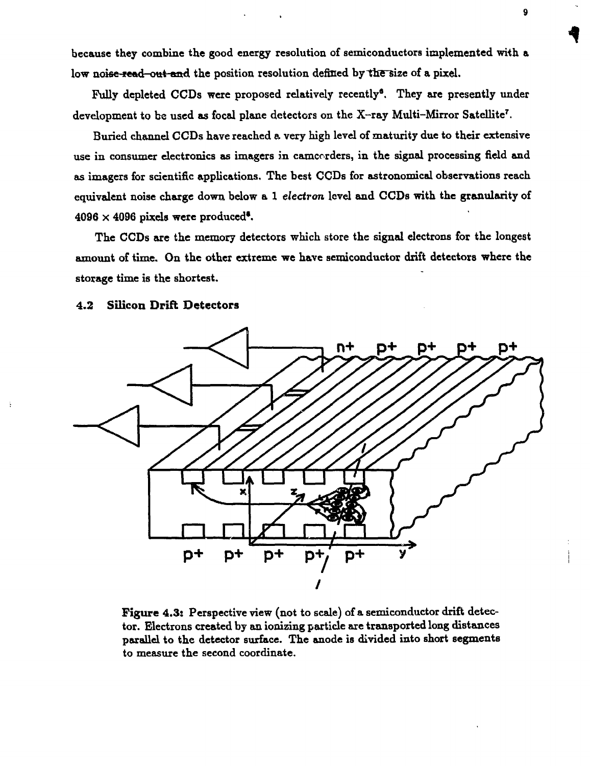because they combine the good energy resolution of semiconductors implemented with a low noise read-out and the position resolution defined by the size of a pixel.

Fully depleted CCDs were proposed relatively recently[6]. They are presently under development to be used as focal plane detectors on the X-ray Multi-Mirror Satellite[7].

Buried channel CCDs have reached a very high level of maturity due to their extensive use in consumer electronics as imagers in camcorders, in the signal processing field and as imagers for scientific applications. The best CCDs for astronomical observations reach equivalent noise charge down below a 1 *electron* level and CCDs with the granularity of $4096 \times 4096$ pixels were produced[8].

The CCDs are the memory detectors which store the signal electrons for the longest amount of time. On the other extreme we have semiconductor drift detectors where the storage time is the shortest.

## 4.2 Silicon Drift Detectors

**Figure 4.3:** Perspective view (not to scale) of a semiconductor drift detector. Electrons created by an ionizing particle are transported long distances parallel to the detector surface. The anode is divided into short segments to measure the second coordinate.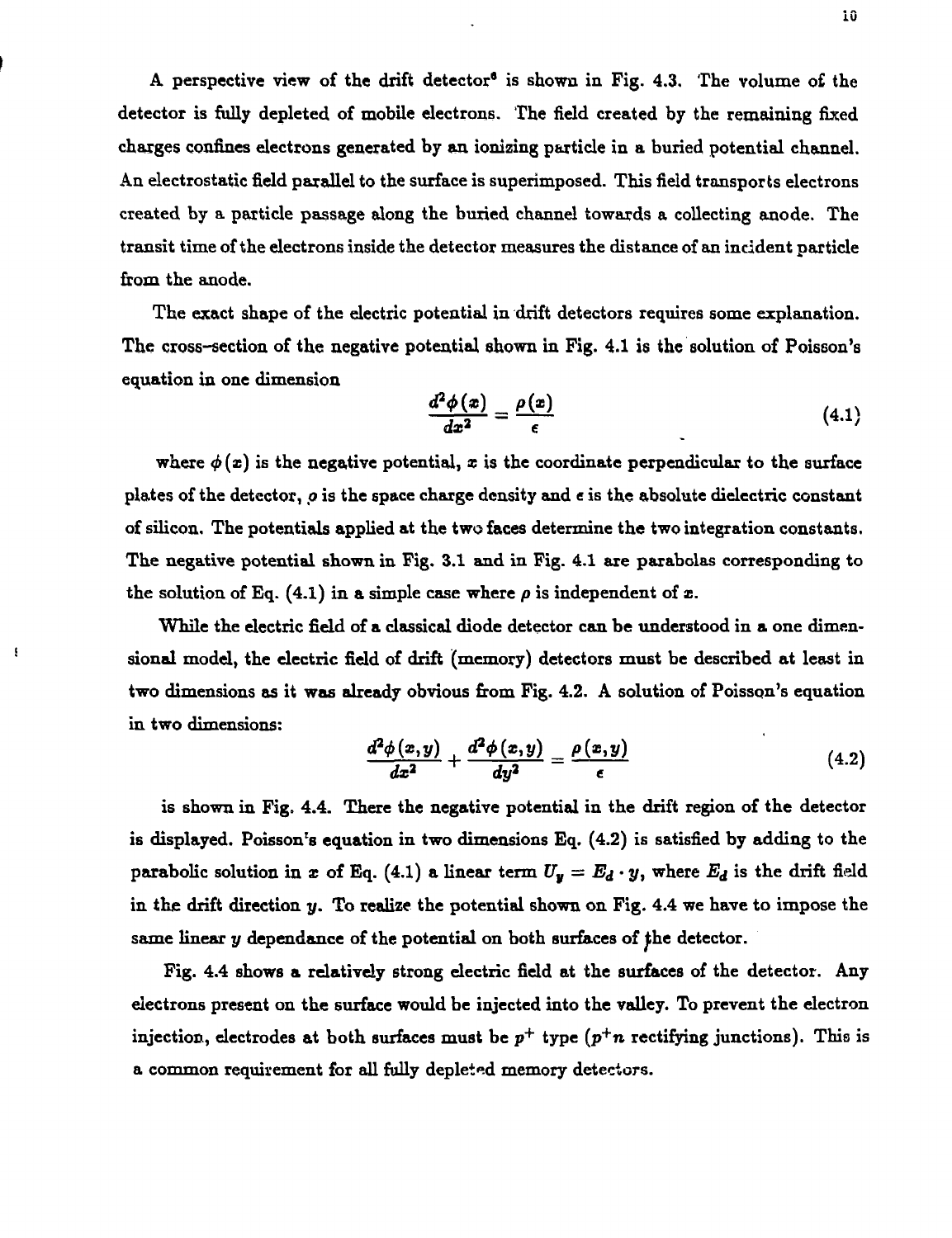A perspective view of the drift detector[6] is shown in Fig. 4.3. The volume of the detector is fully depleted of mobile electrons. The field created by the remaining fixed charges confines electrons generated by an ionizing particle in a buried potential channel. An electrostatic field parallel to the surface is superimposed. This field transports electrons created by a particle passage along the buried channel towards a collecting anode. The transit time of the electrons inside the detector measures the distance of an incident particle from the anode.

The exact shape of the electric potential in drift detectors requires some explanation. The cross–section of the negative potential shown in Fig. 4.1 is the solution of Poisson's equation in one dimension

$$\frac{d^2\phi(x)}{dx^2} = \frac{\rho(x)}{\epsilon} \tag{4.1}$$

where $\phi(x)$ is the negative potential, $x$ is the coordinate perpendicular to the surface plates of the detector, $\rho$ is the space charge density and $\epsilon$ is the absolute dielectric constant of silicon. The potentials applied at the two faces determine the two integration constants. The negative potential shown in Fig. 3.1 and in Fig. 4.1 are parabolas corresponding to the solution of Eq. (4.1) in a simple case where $\rho$ is independent of $x$.

While the electric field of a classical diode detector can be understood in a one dimensional model, the electric field of drift (memory) detectors must be described at least in two dimensions as it was already obvious from Fig. 4.2. A solution of Poisson's equation in two dimensions:

$$\frac{d^2\phi(x,y)}{dx^2} + \frac{d^2\phi(x,y)}{dy^2} = \frac{\rho(x,y)}{\epsilon} \tag{4.2}$$

is shown in Fig. 4.4. There the negative potential in the drift region of the detector is displayed. Poisson's equation in two dimensions Eq. (4.2) is satisfied by adding to the parabolic solution in $x$ of Eq. (4.1) a linear term $U_y = E_d \cdot y$, where $E_d$ is the drift field in the drift direction $y$. To realize the potential shown on Fig. 4.4 we have to impose the same linear $y$ dependance of the potential on both surfaces of the detector.

Fig. 4.4 shows a relatively strong electric field at the surfaces of the detector. Any electrons present on the surface would be injected into the valley. To prevent the electron injection, electrodes at both surfaces must be $p^+$ type ($p^+n$ rectifying junctions). This is a common requirement for all fully depleted memory detectors.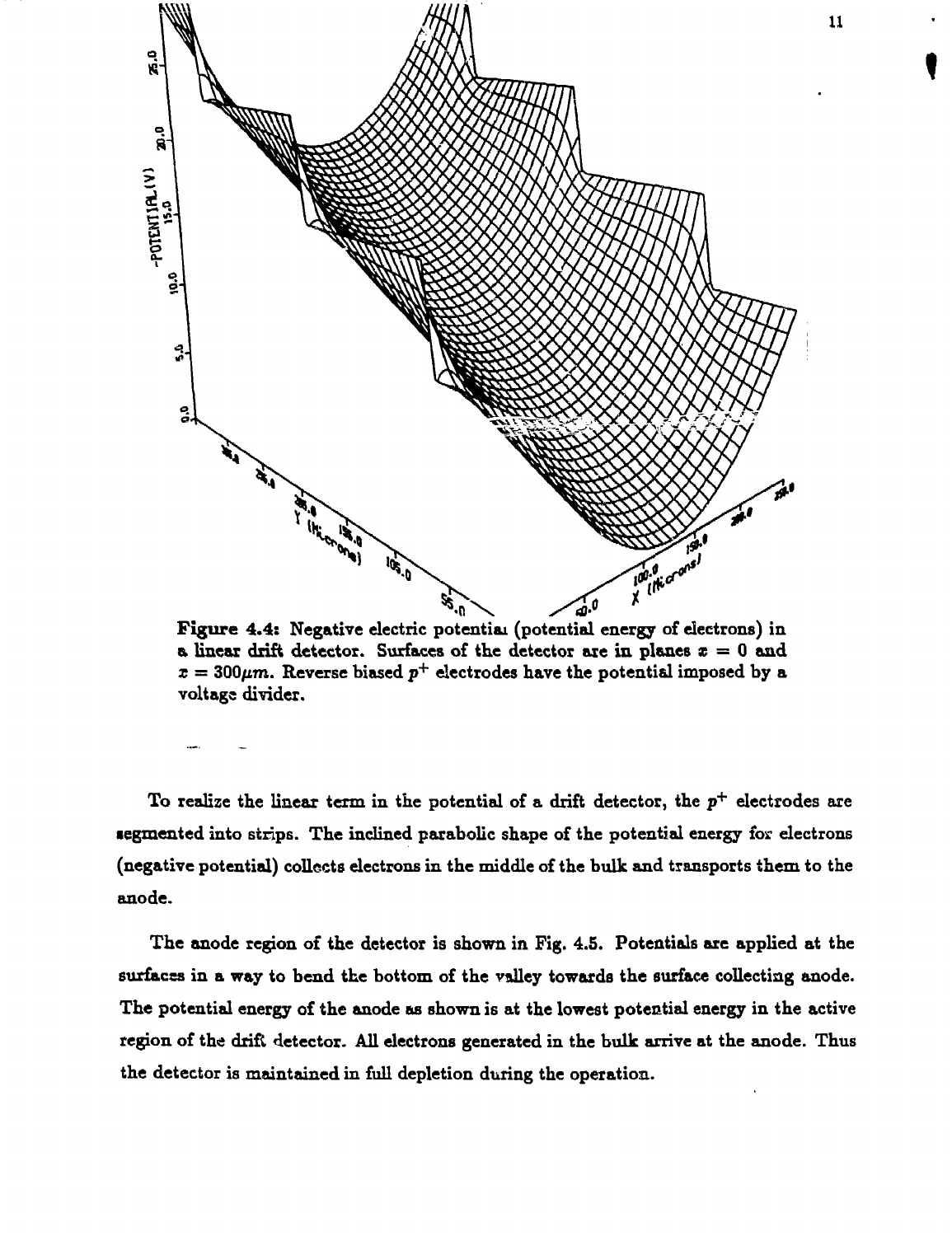**Figure 4.4:** Negative electric potential (potential energy of electrons) in a linear drift detector. Surfaces of the detector are in planes $x = 0$ and $x = 300\mu m$. Reverse biased $p^+$ electrodes have the potential imposed by a voltage divider.

To realize the linear term in the potential of a drift detector, the $p^+$ electrodes are segmented into strips. The inclined parabolic shape of the potential energy for electrons (negative potential) collects electrons in the middle of the bulk and transports them to the anode.

The anode region of the detector is shown in Fig. 4.5. Potentials are applied at the surfaces in a way to bend the bottom of the valley towards the surface collecting anode. The potential energy of the anode as shown is at the lowest potential energy in the active region of the drift detector. All electrons generated in the bulk arrive at the anode. Thus the detector is maintained in full depletion during the operation.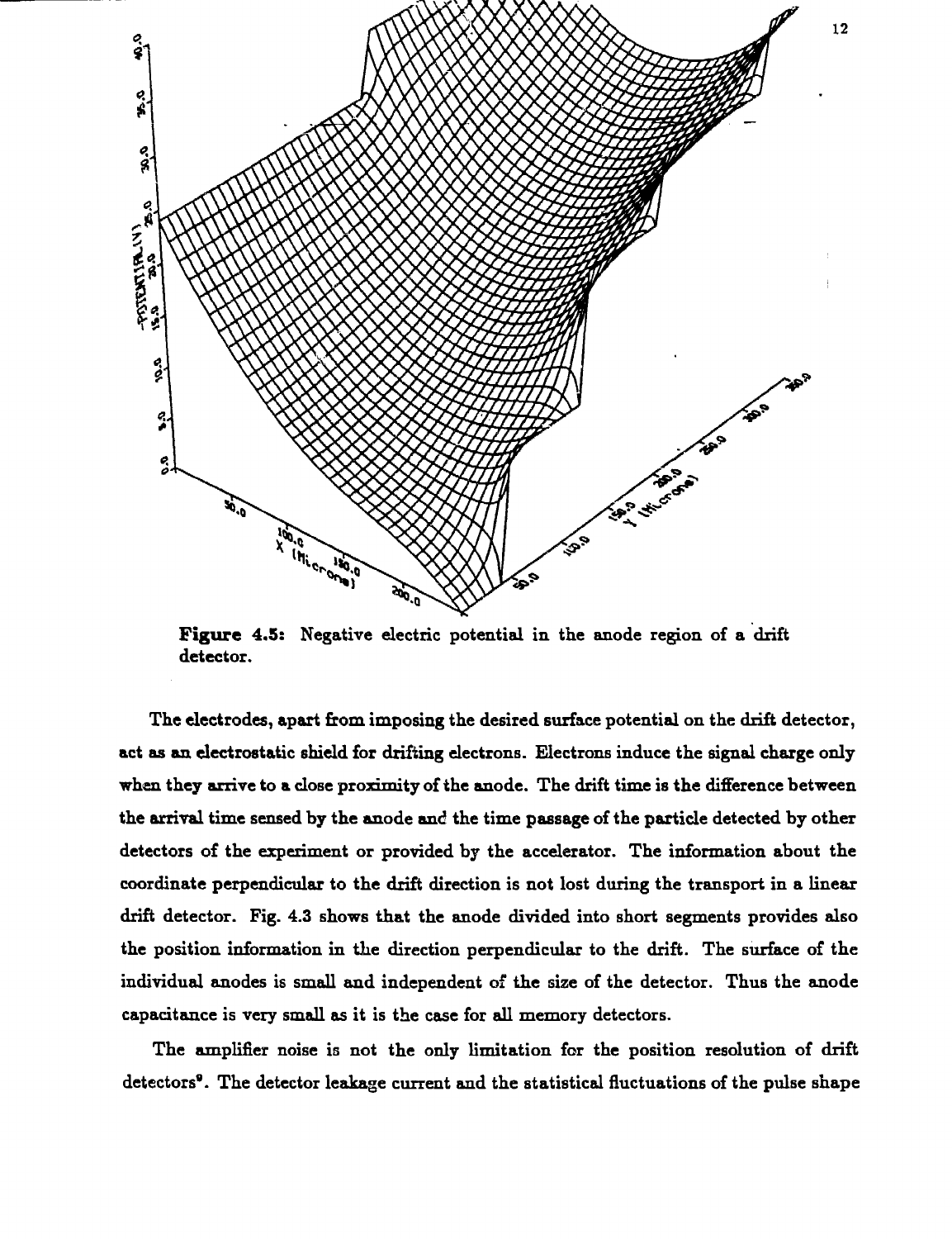**Figure 4.5:** Negative electric potential in the anode region of a drift detector.

The electrodes, apart from imposing the desired surface potential on the drift detector, act as an electrostatic shield for drifting electrons. Electrons induce the signal charge only when they arrive to a close proximity of the anode. The drift time is the difference between the arrival time sensed by the anode and the time passage of the particle detected by other detectors of the experiment or provided by the accelerator. The information about the coordinate perpendicular to the drift direction is not lost during the transport in a linear drift detector. Fig. 4.3 shows that the anode divided into short segments provides also the position information in the direction perpendicular to the drift. The surface of the individual anodes is small and independent of the size of the detector. Thus the anode capacitance is very small as it is the case for all memory detectors.

The amplifier noise is not the only limitation for the position resolution of drift detectors[9]. The detector leakage current and the statistical fluctuations of the pulse shape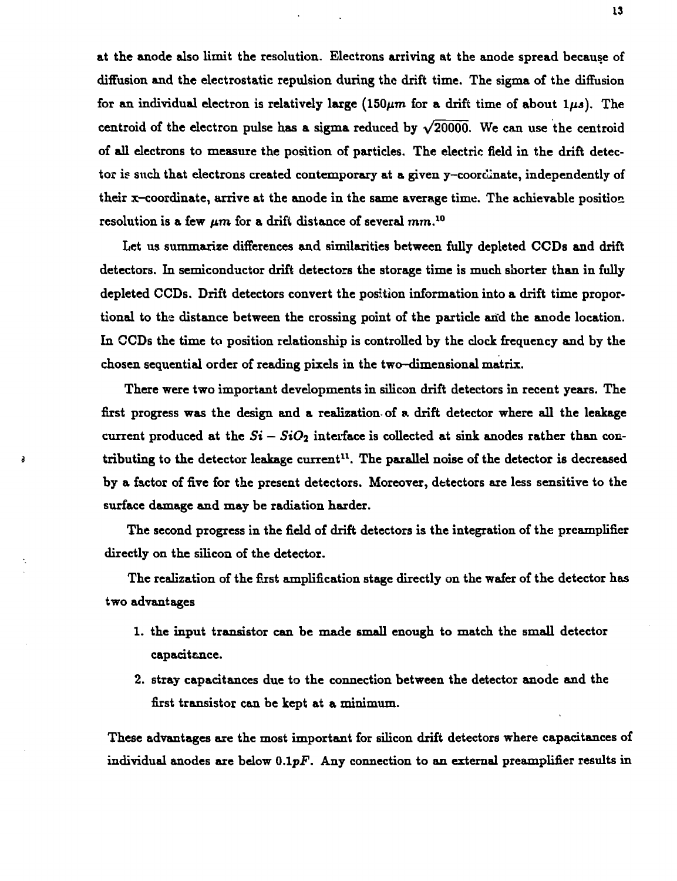at the anode also limit the resolution. Electrons arriving at the anode spread because of diffusion and the electrostatic repulsion during the drift time. The sigma of the diffusion for an individual electron is relatively large ($150\mu m$ for a drift time of about $1\mu s$). The centroid of the electron pulse has a sigma reduced by $\sqrt{20000}$. We can use the centroid of all electrons to measure the position of particles. The electric field in the drift detector is such that electrons created contemporary at a given y–coordinate, independently of their x–coordinate, arrive at the anode in the same average time. The achievable position resolution is a few $\mu m$ for a drift distance of several $mm$.[10]

Let us summarize differences and similarities between fully depleted CCDs and drift detectors. In semiconductor drift detectors the storage time is much shorter than in fully depleted CCDs. Drift detectors convert the position information into a drift time proportional to the distance between the crossing point of the particle and the anode location. In CCDs the time to position relationship is controlled by the clock frequency and by the chosen sequential order of reading pixels in the two–dimensional matrix.

There were two important developments in silicon drift detectors in recent years. The first progress was the design and a realization of a drift detector where all the leakage current produced at the $Si - SiO_2$ interface is collected at sink anodes rather than contributing to the detector leakage current[11]. The parallel noise of the detector is decreased by a factor of five for the present detectors. Moreover, detectors are less sensitive to the surface damage and may be radiation harder.

The second progress in the field of drift detectors is the integration of the preamplifier directly on the silicon of the detector.

The realization of the first amplification stage directly on the wafer of the detector has two advantages

1. the input transistor can be made small enough to match the small detector capacitance.
2. stray capacitances due to the connection between the detector anode and the first transistor can be kept at a minimum.

These advantages are the most important for silicon drift detectors where capacitances of individual anodes are below $0.1pF$. Any connection to an external preamplifier results in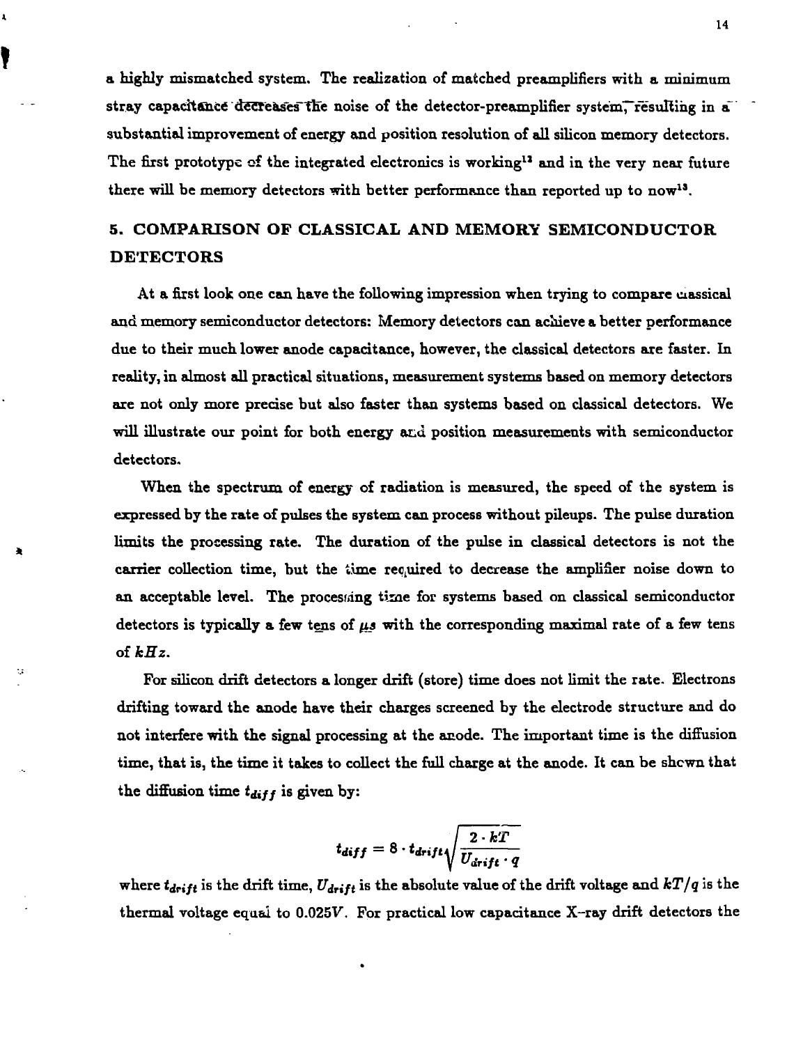a highly mismatched system. The realization of matched preamplifiers with a minimum stray capacitance decreases the noise of the detector-preamplifier system, resulting in a substantial improvement of energy and position resolution of all silicon memory detectors. The first prototype of the integrated electronics is working[12] and in the very near future there will be memory detectors with better performance than reported up to now[13].

## 5. COMPARISON OF CLASSICAL AND MEMORY SEMICONDUCTOR DETECTORS

At a first look one can have the following impression when trying to compare classical and memory semiconductor detectors: Memory detectors can achieve a better performance due to their much lower anode capacitance, however, the classical detectors are faster. In reality, in almost all practical situations, measurement systems based on memory detectors are not only more precise but also faster than systems based on classical detectors. We will illustrate our point for both energy and position measurements with semiconductor detectors.

When the spectrum of energy of radiation is measured, the speed of the system is expressed by the rate of pulses the system can process without pileups. The pulse duration limits the processing rate. The duration of the pulse in classical detectors is not the carrier collection time, but the time required to decrease the amplifier noise down to an acceptable level. The processing time for systems based on classical semiconductor detectors is typically a few tens of $\mu s$ with the corresponding maximal rate of a few tens of $kHz$.

For silicon drift detectors a longer drift (store) time does not limit the rate. Electrons drifting toward the anode have their charges screened by the electrode structure and do not interfere with the signal processing at the anode. The important time is the diffusion time, that is, the time it takes to collect the full charge at the anode. It can be shown that the diffusion time $t_{diff}$ is given by:

$$t_{diff} = 8 \cdot t_{drift}\sqrt{\frac{2 \cdot kT}{U_{drift} \cdot q}}$$

where $t_{drift}$ is the drift time, $U_{drift}$ is the absolute value of the drift voltage and $kT/q$ is the thermal voltage equal to $0.025V$. For practical low capacitance X-ray drift detectors the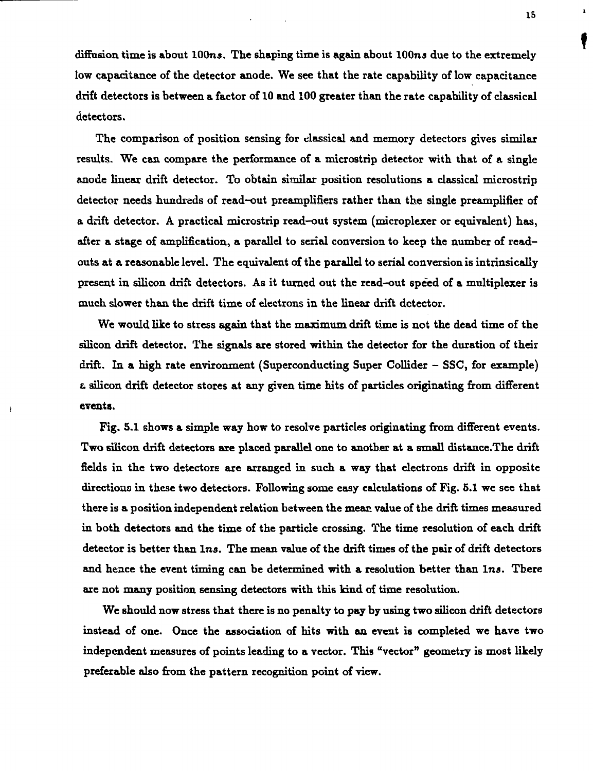diffusion time is about $100ns$. The shaping time is again about $100ns$ due to the extremely low capacitance of the detector anode. We see that the rate capability of low capacitance drift detectors is between a factor of 10 and 100 greater than the rate capability of classical detectors.

The comparison of position sensing for classical and memory detectors gives similar results. We can compare the performance of a microstrip detector with that of a single anode linear drift detector. To obtain similar position resolutions a classical microstrip detector needs hundreds of read–out preamplifiers rather than the single preamplifier of a drift detector. A practical microstrip read–out system (microplexer or equivalent) has, after a stage of amplification, a parallel to serial conversion to keep the number of read–outs at a reasonable level. The equivalent of the parallel to serial conversion is intrinsically present in silicon drift detectors. As it turned out the read–out speed of a multiplexer is much slower than the drift time of electrons in the linear drift detector.

We would like to stress again that the maximum drift time is not the dead time of the silicon drift detector. The signals are stored within the detector for the duration of their drift. In a high rate environment (Superconducting Super Collider – SSC, for example) a silicon drift detector stores at any given time hits of particles originating from different events.

Fig. 5.1 shows a simple way how to resolve particles originating from different events. Two silicon drift detectors are placed parallel one to another at a small distance.The drift fields in the two detectors are arranged in such a way that electrons drift in opposite directions in these two detectors. Following some easy calculations of Fig. 5.1 we see that there is a position independent relation between the mean value of the drift times measured in both detectors and the time of the particle crossing. The time resolution of each drift detector is better than $1ns$. The mean value of the drift times of the pair of drift detectors and hence the event timing can be determined with a resolution better than $1ns$. There are not many position sensing detectors with this kind of time resolution.

We should now stress that there is no penalty to pay by using two silicon drift detectors instead of one. Once the association of hits with an event is completed we have two independent measures of points leading to a vector. This "vector" geometry is most likely preferable also from the pattern recognition point of view.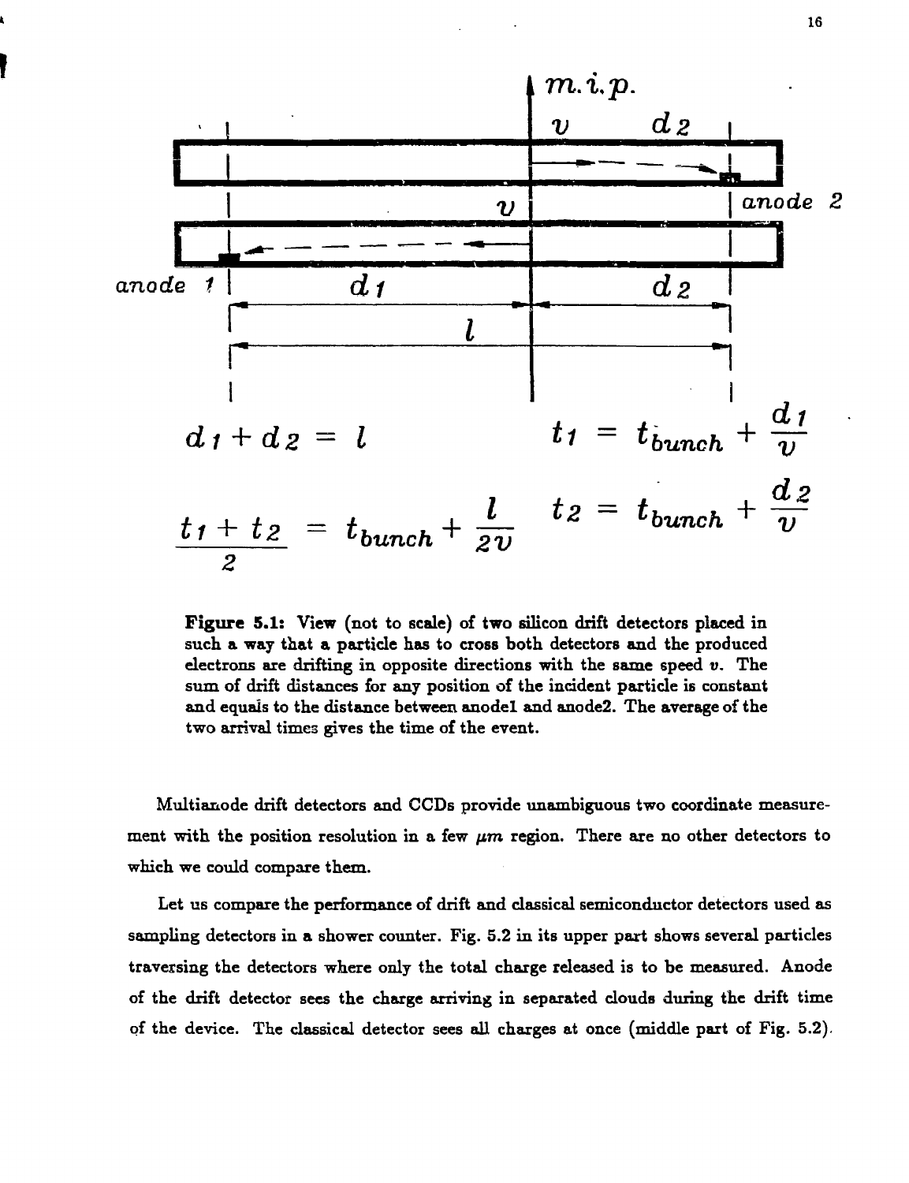$$d_1 + d_2 = l$$

$$t_1 = t_{bunch} + \frac{d_1}{v}$$

$$t_2 = t_{bunch} + \frac{d_2}{v}$$

$$\frac{t_1 + t_2}{2} = t_{bunch} + \frac{l}{2v}$$

**Figure 5.1:** View (not to scale) of two silicon drift detectors placed in such a way that a particle has to cross both detectors and the produced electrons are drifting in opposite directions with the same speed $v$. The sum of drift distances for any position of the incident particle is constant and equals to the distance between anode1 and anode2. The average of the two arrival times gives the time of the event.

Multianode drift detectors and CCDs provide unambiguous two coordinate measurement with the position resolution in a few $\mu m$ region. There are no other detectors to which we could compare them.

Let us compare the performance of drift and classical semiconductor detectors used as sampling detectors in a shower counter. Fig. 5.2 in its upper part shows several particles traversing the detectors where only the total charge released is to be measured. Anode of the drift detector sees the charge arriving in separated clouds during the drift time of the device. The classical detector sees all charges at once (middle part of Fig. 5.2).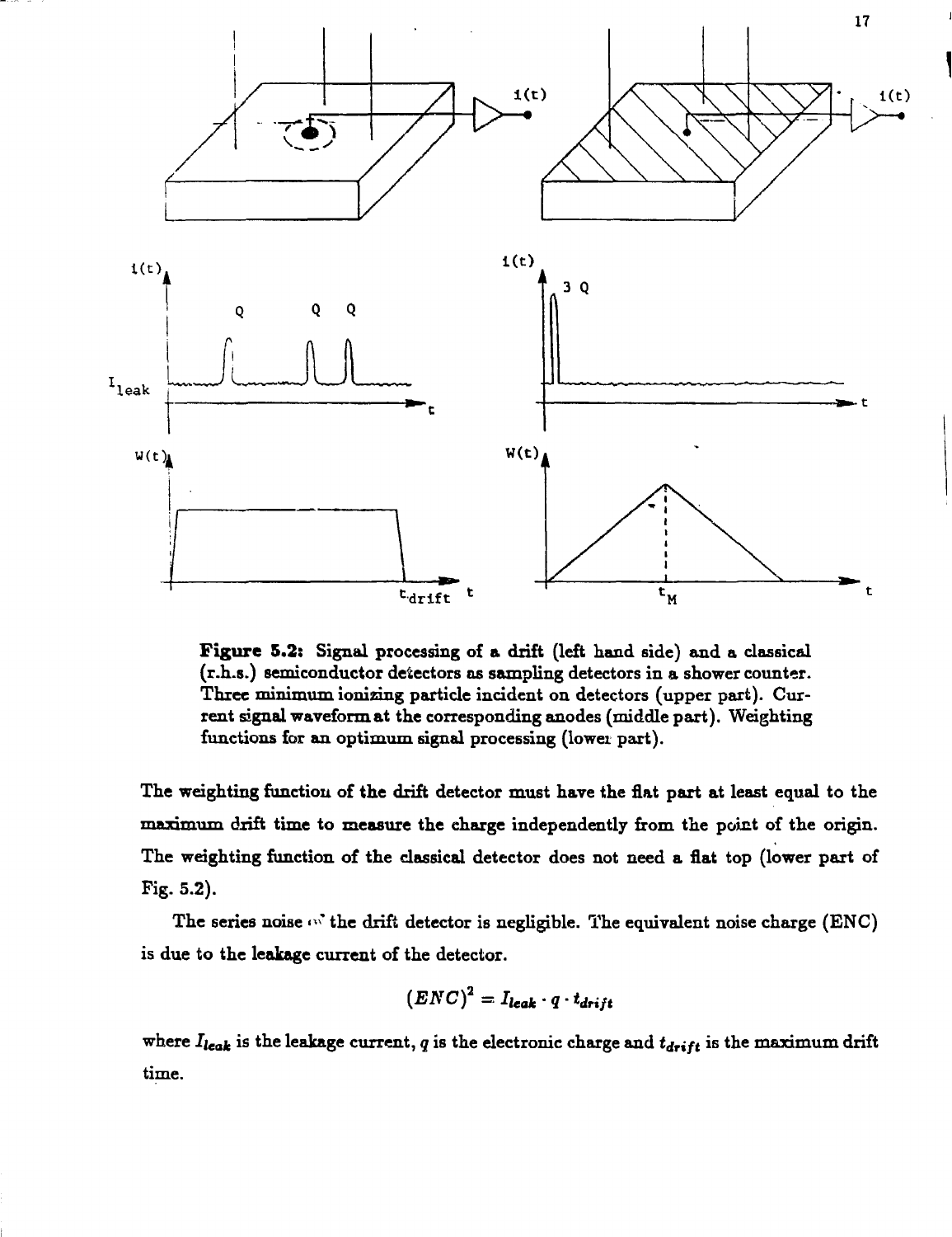**Figure 5.2:** Signal processing of a drift (left hand side) and a classical (r.h.s.) semiconductor detectors as sampling detectors in a shower counter. Three minimum ionizing particle incident on detectors (upper part). Current signal waveform at the corresponding anodes (middle part). Weighting functions for an optimum signal processing (lower part).

The weighting function of the drift detector must have the flat part at least equal to the maximum drift time to measure the charge independently from the point of the origin. The weighting function of the classical detector does not need a flat top (lower part of Fig. 5.2).

The series noise of the drift detector is negligible. The equivalent noise charge (ENC) is due to the leakage current of the detector.

$$(ENC)^2 = I_{leak} \cdot q \cdot t_{drift}$$

where $I_{leak}$ is the leakage current, $q$ is the electronic charge and $t_{drift}$ is the maximum drift time.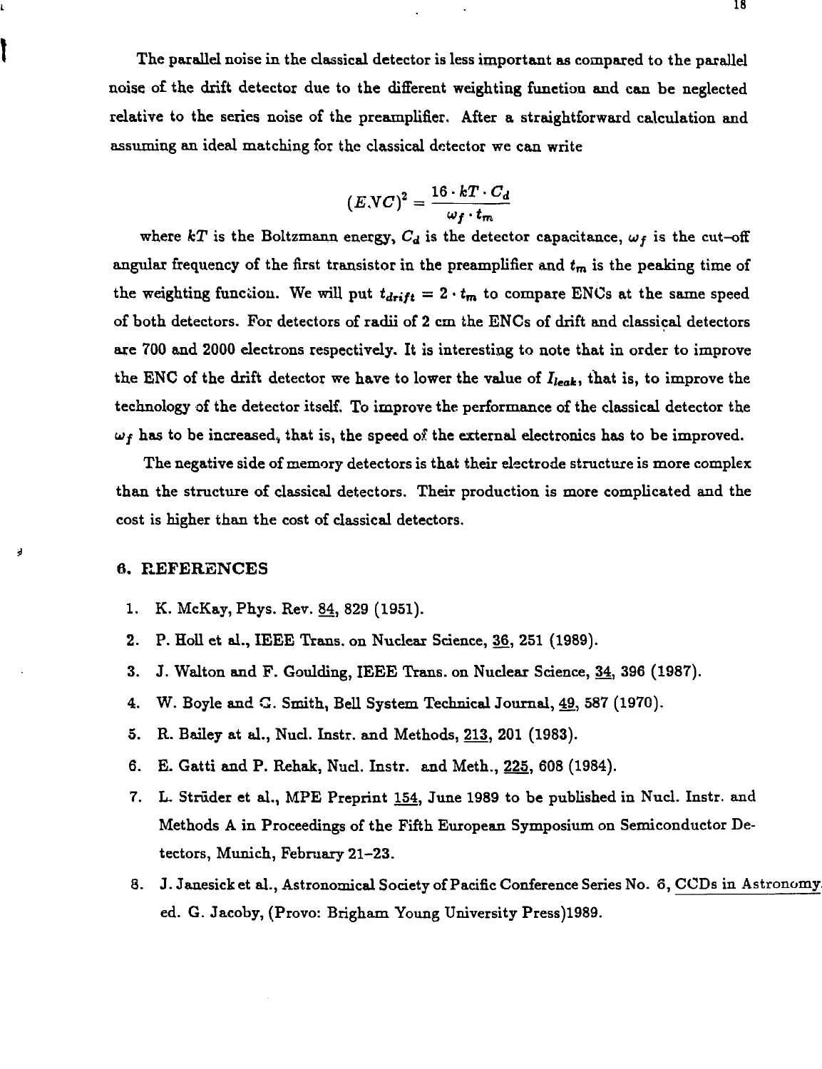The parallel noise in the classical detector is less important as compared to the parallel noise of the drift detector due to the different weighting function and can be neglected relative to the series noise of the preamplifier. After a straightforward calculation and assuming an ideal matching for the classical detector we can write

$$(ENC)^2 = \frac{16 \cdot kT \cdot C_d}{\omega_f \cdot t_m}$$

where $kT$ is the Boltzmann energy, $C_d$ is the detector capacitance, $\omega_f$ is the cut–off angular frequency of the first transistor in the preamplifier and $t_m$ is the peaking time of the weighting function. We will put $t_{drift} = 2 \cdot t_m$ to compare ENCs at the same speed of both detectors. For detectors of radii of 2 cm the ENCs of drift and classical detectors are 700 and 2000 electrons respectively. It is interesting to note that in order to improve the ENC of the drift detector we have to lower the value of $I_{leak}$, that is, to improve the technology of the detector itself. To improve the performance of the classical detector the $\omega_f$ has to be increased, that is, the speed of the external electronics has to be improved.

The negative side of memory detectors is that their electrode structure is more complex than the structure of classical detectors. Their production is more complicated and the cost is higher than the cost of classical detectors.

## 6. REFERENCES

1. K. McKay, Phys. Rev. 84, 829 (1951).
2. P. Holl et al., IEEE Trans. on Nuclear Science, 36, 251 (1989).
3. J. Walton and F. Goulding, IEEE Trans. on Nuclear Science, 34, 396 (1987).
4. W. Boyle and G. Smith, Bell System Technical Journal, 49, 587 (1970).
5. R. Bailey at al., Nucl. Instr. and Methods, 213, 201 (1983).
6. E. Gatti and P. Rehak, Nucl. Instr. and Meth., 225, 608 (1984).
7. L. Strüder et al., MPE Preprint 154, June 1989 to be published in Nucl. Instr. and Methods A in Proceedings of the Fifth European Symposium on Semiconductor Detectors, Munich, February 21–23.
8. J. Janesick et al., Astronomical Society of Pacific Conference Series No. 6, CCDs in Astronomy ed. G. Jacoby, (Provo: Brigham Young University Press)1989.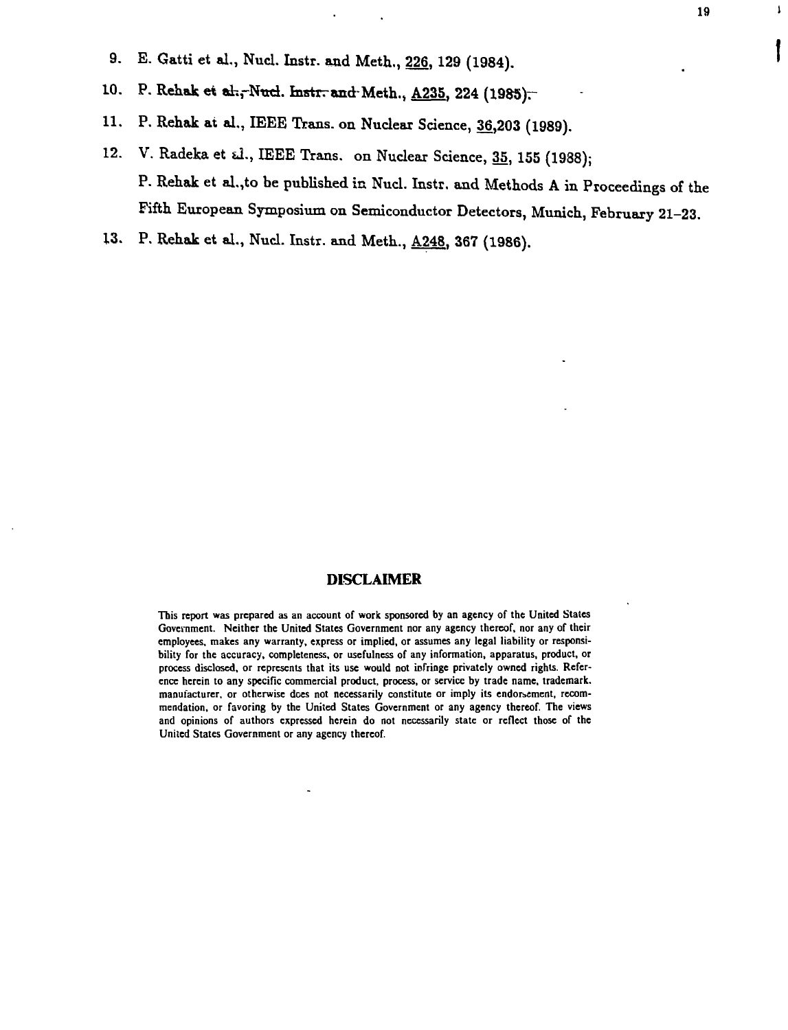9. E. Gatti et al., Nucl. Instr. and Meth., 226, 129 (1984).
10. P. Rehak et al., Nucl. Instr. and Meth., A235, 224 (1985).
11. P. Rehak at al., IEEE Trans. on Nuclear Science, 36,203 (1989).
12. V. Radeka et al., IEEE Trans. on Nuclear Science, 35, 155 (1988); P. Rehak et al.,to be published in Nucl. Instr. and Methods A in Proceedings of the Fifth European Symposium on Semiconductor Detectors, Munich, February 21–23.
13. P. Rehak et al., Nucl. Instr. and Meth., A248, 367 (1986).

## DISCLAIMER

This report was prepared as an account of work sponsored by an agency of the United States Government. Neither the United States Government nor any agency thereof, nor any of their employees, makes any warranty, express or implied, or assumes any legal liability or responsibility for the accuracy, completeness, or usefulness of any information, apparatus, product, or process disclosed, or represents that its use would not infringe privately owned rights. Reference herein to any specific commercial product, process, or service by trade name, trademark, manufacturer, or otherwise does not necessarily constitute or imply its endorsement, recommendation, or favoring by the United States Government or any agency thereof. The views and opinions of authors expressed herein do not necessarily state or reflect those of the United States Government or any agency thereof.